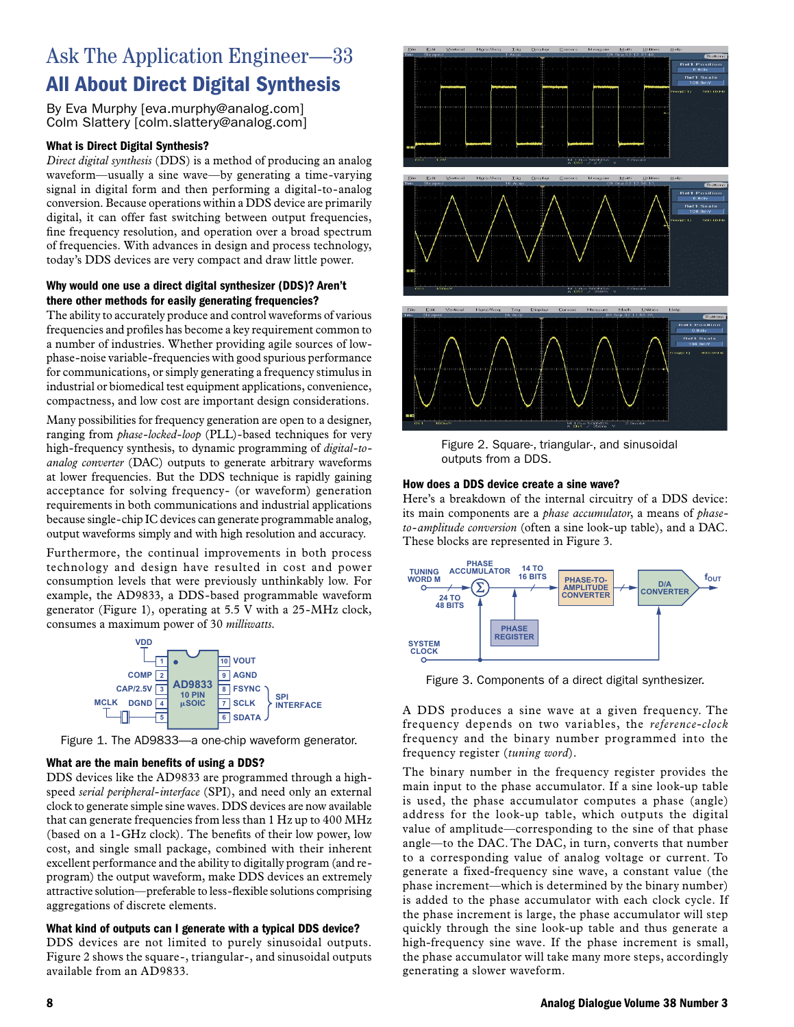# Ask The Application Engineer—33

## All About Direct Digital Synthesis

By Eva Murphy [eva.murphy@analog.com]
Colm Slattery [colm.slattery@analog.com]

### What is Direct Digital Synthesis?

*Direct digital synthesis* (DDS) is a method of producing an analog waveform—usually a sine wave—by generating a time-varying signal in digital form and then performing a digital-to-analog conversion. Because operations within a DDS device are primarily digital, it can offer fast switching between output frequencies, fine frequency resolution, and operation over a broad spectrum of frequencies. With advances in design and process technology, today's DDS devices are very compact and draw little power.

### Why would one use a direct digital synthesizer (DDS)? Aren't there other methods for easily generating frequencies?

The ability to accurately produce and control waveforms of various frequencies and profiles has become a key requirement common to a number of industries. Whether providing agile sources of low-phase-noise variable-frequencies with good spurious performance for communications, or simply generating a frequency stimulus in industrial or biomedical test equipment applications, convenience, compactness, and low cost are important design considerations.

Many possibilities for frequency generation are open to a designer, ranging from *phase-locked-loop* (PLL)-based techniques for very high-frequency synthesis, to dynamic programming of *digital-to-analog converter* (DAC) outputs to generate arbitrary waveforms at lower frequencies. But the DDS technique is rapidly gaining acceptance for solving frequency- (or waveform) generation requirements in both communications and industrial applications because single-chip IC devices can generate programmable analog, output waveforms simply and with high resolution and accuracy.

Furthermore, the continual improvements in both process technology and design have resulted in cost and power consumption levels that were previously unthinkably low. For example, the AD9833, a DDS-based programmable waveform generator (Figure 1), operating at 5.5 V with a 25-MHz clock, consumes a maximum power of 30 *milliwatts*.

Figure 1. The AD9833—a one-chip waveform generator.

### What are the main benefits of using a DDS?

DDS devices like the AD9833 are programmed through a high-speed *serial peripheral-interface* (SPI), and need only an external clock to generate simple sine waves. DDS devices are now available that can generate frequencies from less than 1 Hz up to 400 MHz (based on a 1-GHz clock). The benefits of their low power, low cost, and single small package, combined with their inherent excellent performance and the ability to digitally program (and re-program) the output waveform, make DDS devices an extremely attractive solution—preferable to less-flexible solutions comprising aggregations of discrete elements.

### What kind of outputs can I generate with a typical DDS device?

DDS devices are not limited to purely sinusoidal outputs. Figure 2 shows the square-, triangular-, and sinusoidal outputs available from an AD9833.

Figure 2. Square-, triangular-, and sinusoidal outputs from a DDS.

### How does a DDS device create a sine wave?

Here's a breakdown of the internal circuitry of a DDS device: its main components are a *phase accumulator*, a means of *phase-to-amplitude conversion* (often a sine look-up table), and a DAC. These blocks are represented in Figure 3.

Figure 3. Components of a direct digital synthesizer.

A DDS produces a sine wave at a given frequency. The frequency depends on two variables, the *reference-clock* frequency and the binary number programmed into the frequency register (*tuning word*).

The binary number in the frequency register provides the main input to the phase accumulator. If a sine look-up table is used, the phase accumulator computes a phase (angle) address for the look-up table, which outputs the digital value of amplitude—corresponding to the sine of that phase angle—to the DAC. The DAC, in turn, converts that number to a corresponding value of analog voltage or current. To generate a fixed-frequency sine wave, a constant value (the phase increment—which is determined by the binary number) is added to the phase accumulator with each clock cycle. If the phase increment is large, the phase accumulator will step quickly through the sine look-up table and thus generate a high-frequency sine wave. If the phase increment is small, the phase accumulator will take many more steps, accordingly generating a slower waveform.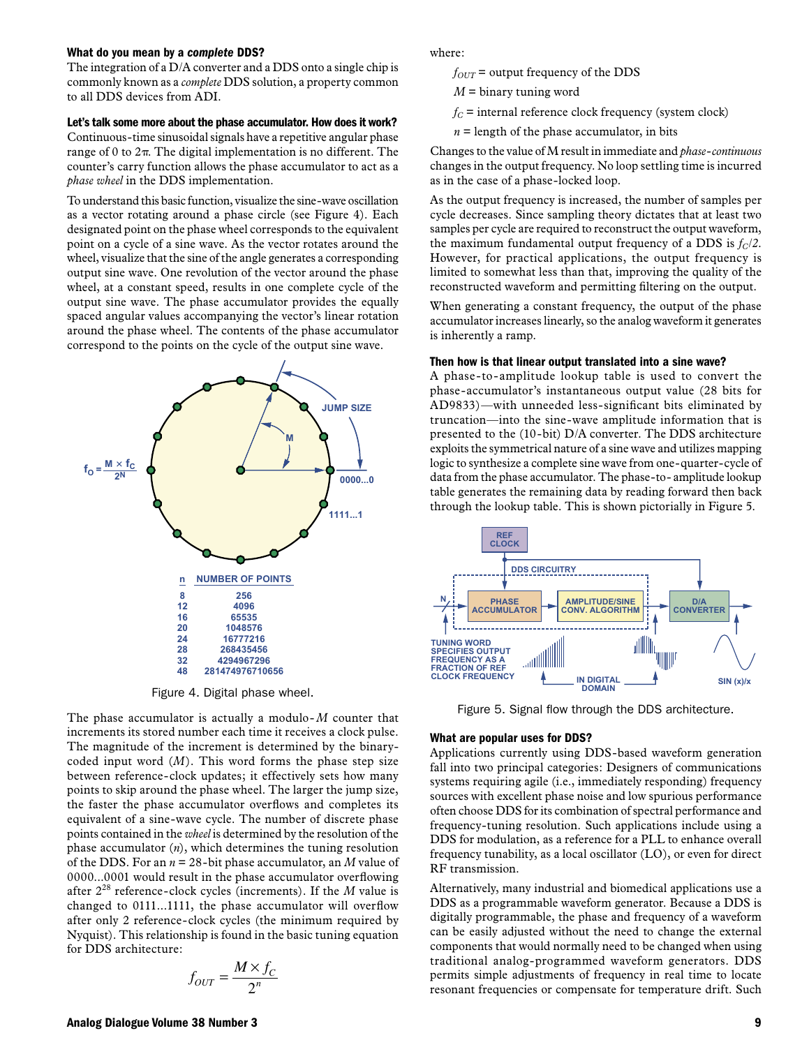### What do you mean by a *complete* DDS?

The integration of a D/A converter and a DDS onto a single chip is commonly known as a *complete* DDS solution, a property common to all DDS devices from ADI.

### Let's talk some more about the phase accumulator. How does it work?

Continuous-time sinusoidal signals have a repetitive angular phase range of 0 to 2π. The digital implementation is no different. The counter's carry function allows the phase accumulator to act as a *phase wheel* in the DDS implementation.

To understand this basic function, visualize the sine-wave oscillation as a vector rotating around a phase circle (see Figure 4). Each designated point on the phase wheel corresponds to the equivalent point on a cycle of a sine wave. As the vector rotates around the wheel, visualize that the sine of the angle generates a corresponding output sine wave. One revolution of the vector around the phase wheel, at a constant speed, results in one complete cycle of the output sine wave. The phase accumulator provides the equally spaced angular values accompanying the vector's linear rotation around the phase wheel. The contents of the phase accumulator correspond to the points on the cycle of the output sine wave.

$$f_O = \frac{M \times f_C}{2^N}$$

| n | NUMBER OF POINTS |
|---|---|
| 8 | 256 |
| 12 | 4096 |
| 16 | 65535 |
| 20 | 1048576 |
| 24 | 16777216 |
| 28 | 268435456 |
| 32 | 4294967296 |
| 48 | 281474976710656 |

Figure 4. Digital phase wheel.

The phase accumulator is actually a modulo-$M$ counter that increments its stored number each time it receives a clock pulse. The magnitude of the increment is determined by the binary-coded input word ($M$). This word forms the phase step size between reference-clock updates; it effectively sets how many points to skip around the phase wheel. The larger the jump size, the faster the phase accumulator overflows and completes its equivalent of a sine-wave cycle. The number of discrete phase points contained in the *wheel* is determined by the resolution of the phase accumulator ($n$), which determines the tuning resolution of the DDS. For an $n = 28$-bit phase accumulator, an $M$ value of 0000...0001 would result in the phase accumulator overflowing after $2^{28}$ reference-clock cycles (increments). If the $M$ value is changed to 0111...1111, the phase accumulator will overflow after only 2 reference-clock cycles (the minimum required by Nyquist). This relationship is found in the basic tuning equation for DDS architecture:

$$f_{OUT} = \frac{M \times f_C}{2^n}$$

where:

$f_{OUT}$ = output frequency of the DDS

$M$ = binary tuning word

$f_C$ = internal reference clock frequency (system clock)

$n$ = length of the phase accumulator, in bits

Changes to the value of M result in immediate and *phase-continuous* changes in the output frequency. No loop settling time is incurred as in the case of a phase-locked loop.

As the output frequency is increased, the number of samples per cycle decreases. Since sampling theory dictates that at least two samples per cycle are required to reconstruct the output waveform, the maximum fundamental output frequency of a DDS is $f_C/2$. However, for practical applications, the output frequency is limited to somewhat less than that, improving the quality of the reconstructed waveform and permitting filtering on the output.

When generating a constant frequency, the output of the phase accumulator increases linearly, so the analog waveform it generates is inherently a ramp.

### Then how is that linear output translated into a sine wave?

A phase-to-amplitude lookup table is used to convert the phase-accumulator's instantaneous output value (28 bits for AD9833)—with unneeded less-significant bits eliminated by truncation—into the sine-wave amplitude information that is presented to the (10-bit) D/A converter. The DDS architecture exploits the symmetrical nature of a sine wave and utilizes mapping logic to synthesize a complete sine wave from one-quarter-cycle of data from the phase accumulator. The phase-to- amplitude lookup table generates the remaining data by reading forward then back through the lookup table. This is shown pictorially in Figure 5.

Figure 5. Signal flow through the DDS architecture.

### What are popular uses for DDS?

Applications currently using DDS-based waveform generation fall into two principal categories: Designers of communications systems requiring agile (i.e., immediately responding) frequency sources with excellent phase noise and low spurious performance often choose DDS for its combination of spectral performance and frequency-tuning resolution. Such applications include using a DDS for modulation, as a reference for a PLL to enhance overall frequency tunability, as a local oscillator (LO), or even for direct RF transmission.

Alternatively, many industrial and biomedical applications use a DDS as a programmable waveform generator. Because a DDS is digitally programmable, the phase and frequency of a waveform can be easily adjusted without the need to change the external components that would normally need to be changed when using traditional analog-programmed waveform generators. DDS permits simple adjustments of frequency in real time to locate resonant frequencies or compensate for temperature drift. Such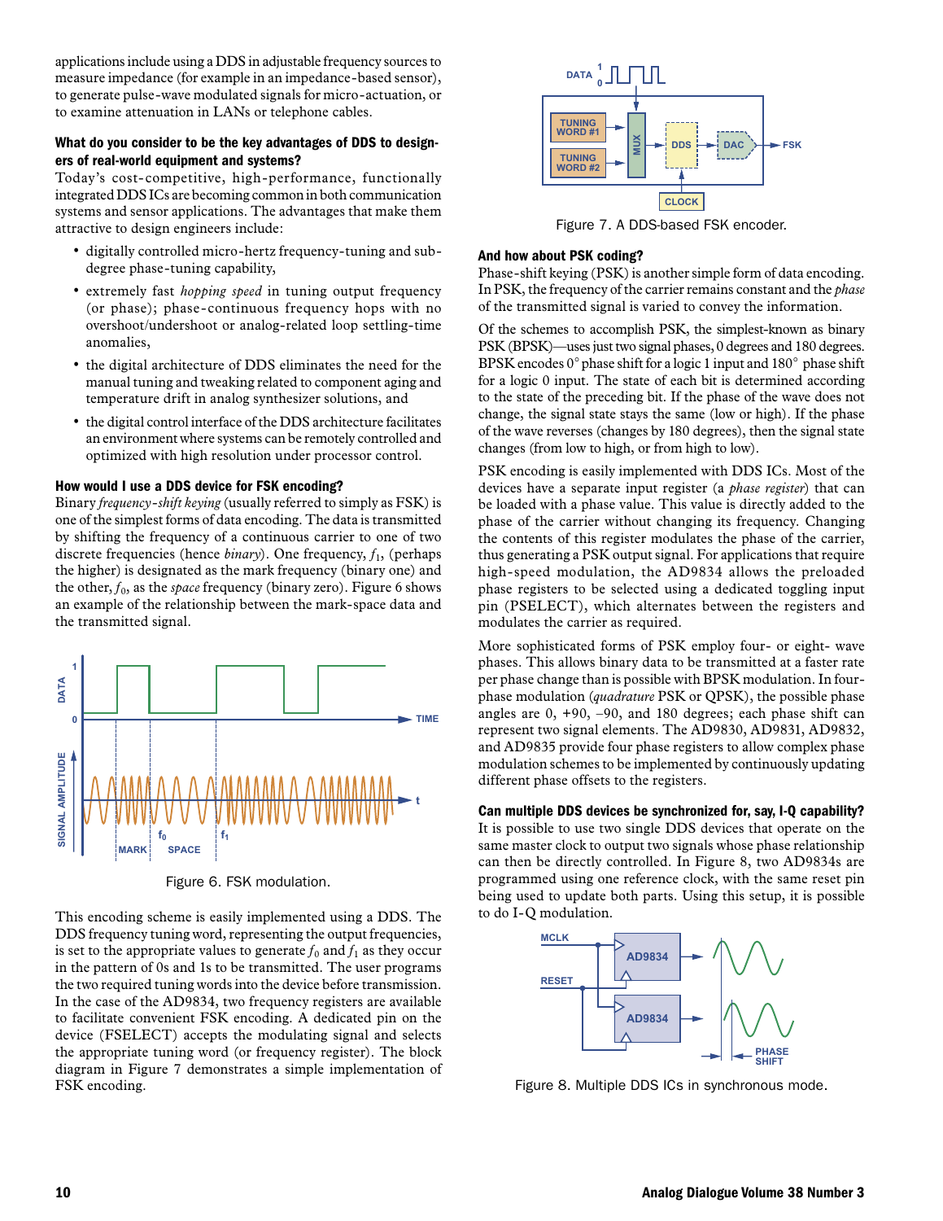applications include using a DDS in adjustable frequency sources to measure impedance (for example in an impedance-based sensor), to generate pulse-wave modulated signals for micro-actuation, or to examine attenuation in LANs or telephone cables.

### What do you consider to be the key advantages of DDS to designers of real-world equipment and systems?

Today's cost-competitive, high-performance, functionally integrated DDS ICs are becoming common in both communication systems and sensor applications. The advantages that make them attractive to design engineers include:

- digitally controlled micro-hertz frequency-tuning and sub-degree phase-tuning capability,
- extremely fast *hopping speed* in tuning output frequency (or phase); phase-continuous frequency hops with no overshoot/undershoot or analog-related loop settling-time anomalies,
- the digital architecture of DDS eliminates the need for the manual tuning and tweaking related to component aging and temperature drift in analog synthesizer solutions, and
- the digital control interface of the DDS architecture facilitates an environment where systems can be remotely controlled and optimized with high resolution under processor control.

### How would I use a DDS device for FSK encoding?

Binary *frequency-shift keying* (usually referred to simply as FSK) is one of the simplest forms of data encoding. The data is transmitted by shifting the frequency of a continuous carrier to one of two discrete frequencies (hence *binary*). One frequency, $f_1$, (perhaps the higher) is designated as the mark frequency (binary one) and the other, $f_0$, as the *space* frequency (binary zero). Figure 6 shows an example of the relationship between the mark-space data and the transmitted signal.

Figure 6. FSK modulation.

This encoding scheme is easily implemented using a DDS. The DDS frequency tuning word, representing the output frequencies, is set to the appropriate values to generate $f_0$ and $f_1$ as they occur in the pattern of 0s and 1s to be transmitted. The user programs the two required tuning words into the device before transmission. In the case of the AD9834, two frequency registers are available to facilitate convenient FSK encoding. A dedicated pin on the device (FSELECT) accepts the modulating signal and selects the appropriate tuning word (or frequency register). The block diagram in Figure 7 demonstrates a simple implementation of FSK encoding.

Figure 7. A DDS-based FSK encoder.

### And how about PSK coding?

Phase-shift keying (PSK) is another simple form of data encoding. In PSK, the frequency of the carrier remains constant and the *phase* of the transmitted signal is varied to convey the information.

Of the schemes to accomplish PSK, the simplest-known as binary PSK (BPSK)—uses just two signal phases, 0 degrees and 180 degrees. BPSK encodes 0° phase shift for a logic 1 input and 180° phase shift for a logic 0 input. The state of each bit is determined according to the state of the preceding bit. If the phase of the wave does not change, the signal state stays the same (low or high). If the phase of the wave reverses (changes by 180 degrees), then the signal state changes (from low to high, or from high to low).

PSK encoding is easily implemented with DDS ICs. Most of the devices have a separate input register (a *phase register*) that can be loaded with a phase value. This value is directly added to the phase of the carrier without changing its frequency. Changing the contents of this register modulates the phase of the carrier, thus generating a PSK output signal. For applications that require high-speed modulation, the AD9834 allows the preloaded phase registers to be selected using a dedicated toggling input pin (PSELECT), which alternates between the registers and modulates the carrier as required.

More sophisticated forms of PSK employ four- or eight- wave phases. This allows binary data to be transmitted at a faster rate per phase change than is possible with BPSK modulation. In four-phase modulation (*quadrature* PSK or QPSK), the possible phase angles are 0, +90, –90, and 180 degrees; each phase shift can represent two signal elements. The AD9830, AD9831, AD9832, and AD9835 provide four phase registers to allow complex phase modulation schemes to be implemented by continuously updating different phase offsets to the registers.

### Can multiple DDS devices be synchronized for, say, I-Q capability?

It is possible to use two single DDS devices that operate on the same master clock to output two signals whose phase relationship can then be directly controlled. In Figure 8, two AD9834s are programmed using one reference clock, with the same reset pin being used to update both parts. Using this setup, it is possible to do I-Q modulation.

Figure 8. Multiple DDS ICs in synchronous mode.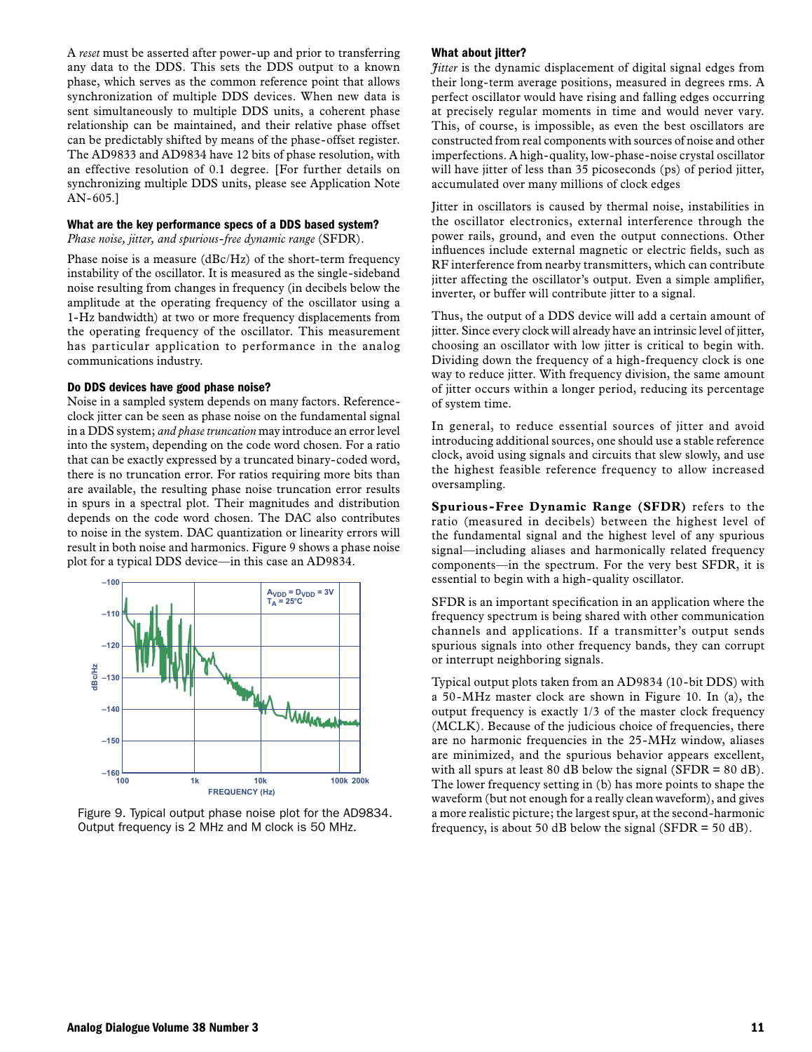A *reset* must be asserted after power-up and prior to transferring any data to the DDS. This sets the DDS output to a known phase, which serves as the common reference point that allows synchronization of multiple DDS devices. When new data is sent simultaneously to multiple DDS units, a coherent phase relationship can be maintained, and their relative phase offset can be predictably shifted by means of the phase-offset register. The AD9833 and AD9834 have 12 bits of phase resolution, with an effective resolution of 0.1 degree. [For further details on synchronizing multiple DDS units, please see Application Note AN-605.]

### What are the key performance specs of a DDS based system?

*Phase noise, jitter, and spurious-free dynamic range* (SFDR).

Phase noise is a measure (dBc/Hz) of the short-term frequency instability of the oscillator. It is measured as the single-sideband noise resulting from changes in frequency (in decibels below the amplitude at the operating frequency of the oscillator using a 1-Hz bandwidth) at two or more frequency displacements from the operating frequency of the oscillator. This measurement has particular application to performance in the analog communications industry.

### Do DDS devices have good phase noise?

Noise in a sampled system depends on many factors. Reference-clock jitter can be seen as phase noise on the fundamental signal in a DDS system; *and phase truncation* may introduce an error level into the system, depending on the code word chosen. For a ratio that can be exactly expressed by a truncated binary-coded word, there is no truncation error. For ratios requiring more bits than are available, the resulting phase noise truncation error results in spurs in a spectral plot. Their magnitudes and distribution depends on the code word chosen. The DAC also contributes to noise in the system. DAC quantization or linearity errors will result in both noise and harmonics. Figure 9 shows a phase noise plot for a typical DDS device—in this case an AD9834.

Figure 9. Typical output phase noise plot for the AD9834. Output frequency is 2 MHz and M clock is 50 MHz.

### What about jitter?

*Jitter* is the dynamic displacement of digital signal edges from their long-term average positions, measured in degrees rms. A perfect oscillator would have rising and falling edges occurring at precisely regular moments in time and would never vary. This, of course, is impossible, as even the best oscillators are constructed from real components with sources of noise and other imperfections. A high-quality, low-phase-noise crystal oscillator will have jitter of less than 35 picoseconds (ps) of period jitter, accumulated over many millions of clock edges

Jitter in oscillators is caused by thermal noise, instabilities in the oscillator electronics, external interference through the power rails, ground, and even the output connections. Other influences include external magnetic or electric fields, such as RF interference from nearby transmitters, which can contribute jitter affecting the oscillator's output. Even a simple amplifier, inverter, or buffer will contribute jitter to a signal.

Thus, the output of a DDS device will add a certain amount of jitter. Since every clock will already have an intrinsic level of jitter, choosing an oscillator with low jitter is critical to begin with. Dividing down the frequency of a high-frequency clock is one way to reduce jitter. With frequency division, the same amount of jitter occurs within a longer period, reducing its percentage of system time.

In general, to reduce essential sources of jitter and avoid introducing additional sources, one should use a stable reference clock, avoid using signals and circuits that slew slowly, and use the highest feasible reference frequency to allow increased oversampling.

**Spurious-Free Dynamic Range (SFDR)** refers to the ratio (measured in decibels) between the highest level of the fundamental signal and the highest level of any spurious signal—including aliases and harmonically related frequency components—in the spectrum. For the very best SFDR, it is essential to begin with a high-quality oscillator.

SFDR is an important specification in an application where the frequency spectrum is being shared with other communication channels and applications. If a transmitter's output sends spurious signals into other frequency bands, they can corrupt or interrupt neighboring signals.

Typical output plots taken from an AD9834 (10-bit DDS) with a 50-MHz master clock are shown in Figure 10. In (a), the output frequency is exactly 1/3 of the master clock frequency (MCLK). Because of the judicious choice of frequencies, there are no harmonic frequencies in the 25-MHz window, aliases are minimized, and the spurious behavior appears excellent, with all spurs at least 80 dB below the signal (SFDR = 80 dB). The lower frequency setting in (b) has more points to shape the waveform (but not enough for a really clean waveform), and gives a more realistic picture; the largest spur, at the second-harmonic frequency, is about 50 dB below the signal (SFDR = 50 dB).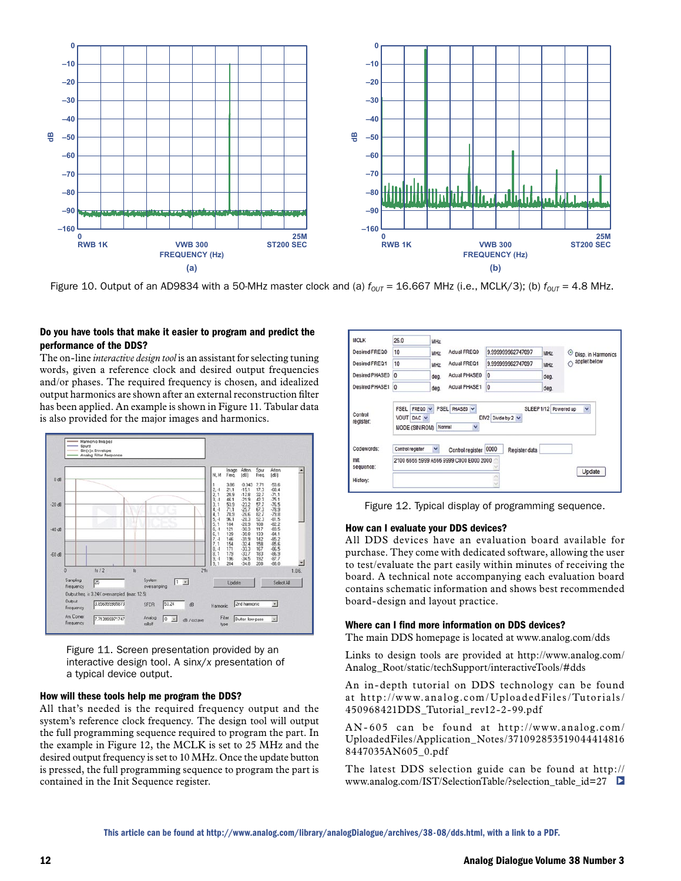0
–10
–20
–30
–40
–50
–60
–70
–80
–90
–160
dB
0
RWB 1K
VWB 300
FREQUENCY (Hz)
25M
ST200 SEC
(a)

0
–10
–20
–30
–40
–50
–60
–70
–80
–90
–160
dB
0
RWB 1K
VWB 300
FREQUENCY (Hz)
25M
ST200 SEC
(b)

Figure 10. Output of an AD9834 with a 50-MHz master clock and (a) $f_{OUT}$ = 16.667 MHz (i.e., MCLK/3); (b) $f_{OUT}$ = 4.8 MHz.

### Do you have tools that make it easier to program and predict the performance of the DDS?

The on-line *interactive design tool* is an assistant for selecting tuning words, given a reference clock and desired output frequencies and/or phases. The required frequency is chosen, and idealized output harmonics are shown after an external reconstruction filter has been applied. An example is shown in Figure 11. Tabular data is also provided for the major images and harmonics.

Figure 11. Screen presentation provided by an interactive design tool. A sinx/*x* presentation of a typical device output.

### How will these tools help me program the DDS?

All that's needed is the required frequency output and the system's reference clock frequency. The design tool will output the full programming sequence required to program the part. In the example in Figure 12, the MCLK is set to 25 MHz and the desired output frequency is set to 10 MHz. Once the update button is pressed, the full programming sequence to program the part is contained in the Init Sequence register.

Figure 12. Typical display of programming sequence.

### How can I evaluate your DDS devices?

All DDS devices have an evaluation board available for purchase. They come with dedicated software, allowing the user to test/evaluate the part easily within minutes of receiving the board. A technical note accompanying each evaluation board contains schematic information and shows best recommended board-design and layout practice.

### Where can I find more information on DDS devices?

The main DDS homepage is located at www.analog.com/dds

Links to design tools are provided at http://www.analog.com/Analog_Root/static/techSupport/interactiveTools/#dds

An in-depth tutorial on DDS technology can be found at http://www.analog.com/UploadedFiles/Tutorials/450968421DDS_Tutorial_rev12-2-99.pdf

AN-605 can be found at http://www.analog.com/UploadedFiles/Application_Notes/3710928535190444148168447035AN605_0.pdf

The latest DDS selection guide can be found at http://www.analog.com/IST/SelectionTable/?selection_table_id=27

This article can be found at http://www.analog.com/library/analogDialogue/archives/38-08/dds.html, with a link to a PDF.